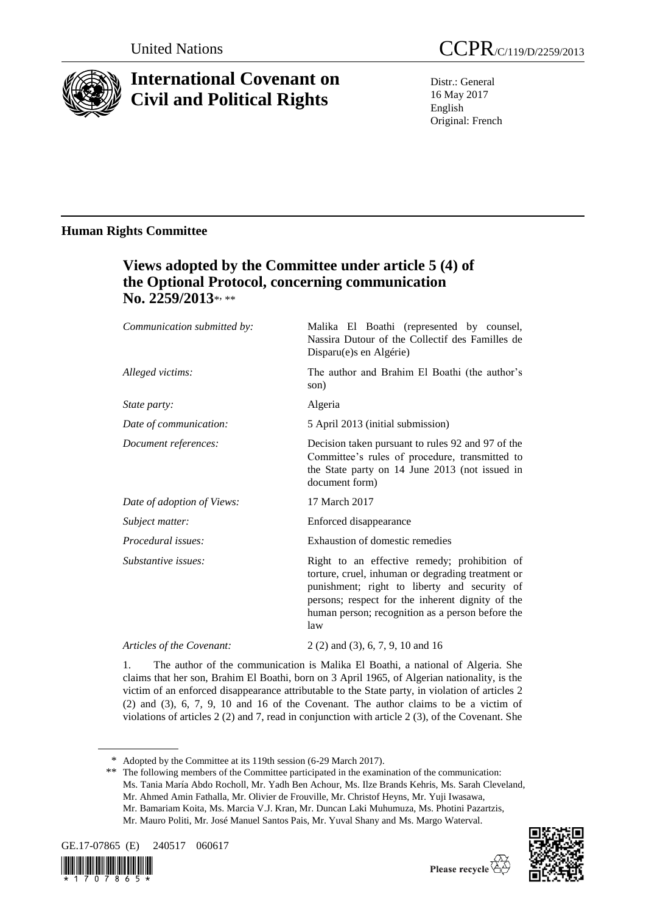United Nations

CCPR/C/119/D/2259/2013

# International Covenant on Civil and Political Rights

Distr.: General
16 May 2017
English
Original: French

## Human Rights Committee

### Views adopted by the Committee under article 5 (4) of the Optional Protocol, concerning communication No. 2259/2013*, **

| | |
|---|---|
| *Communication submitted by:* | Malika El Boathi (represented by counsel, Nassira Dutour of the Collectif des Familles de Disparu(e)s en Algérie) |
| *Alleged victims:* | The author and Brahim El Boathi (the author's son) |
| *State party:* | Algeria |
| *Date of communication:* | 5 April 2013 (initial submission) |
| *Document references:* | Decision taken pursuant to rules 92 and 97 of the Committee's rules of procedure, transmitted to the State party on 14 June 2013 (not issued in document form) |
| *Date of adoption of Views:* | 17 March 2017 |
| *Subject matter:* | Enforced disappearance |
| *Procedural issues:* | Exhaustion of domestic remedies |
| *Substantive issues:* | Right to an effective remedy; prohibition of torture, cruel, inhuman or degrading treatment or punishment; right to liberty and security of persons; respect for the inherent dignity of the human person; recognition as a person before the law |
| *Articles of the Covenant:* | 2 (2) and (3), 6, 7, 9, 10 and 16 |

1. The author of the communication is Malika El Boathi, a national of Algeria. She claims that her son, Brahim El Boathi, born on 3 April 1965, of Algerian nationality, is the victim of an enforced disappearance attributable to the State party, in violation of articles 2 (2) and (3), 6, 7, 9, 10 and 16 of the Covenant. The author claims to be a victim of violations of articles 2 (2) and 7, read in conjunction with article 2 (3), of the Covenant. She

\* Adopted by the Committee at its 119th session (6-29 March 2017).

\*\* The following members of the Committee participated in the examination of the communication: Ms. Tania María Abdo Rocholl, Mr. Yadh Ben Achour, Ms. Ilze Brands Kehris, Ms. Sarah Cleveland, Mr. Ahmed Amin Fathalla, Mr. Olivier de Frouville, Mr. Christof Heyns, Mr. Yuji Iwasawa, Mr. Bamariam Koita, Ms. Marcia V.J. Kran, Mr. Duncan Laki Muhumuza, Ms. Photini Pazartzis, Mr. Mauro Politi, Mr. José Manuel Santos Pais, Mr. Yuval Shany and Ms. Margo Waterval.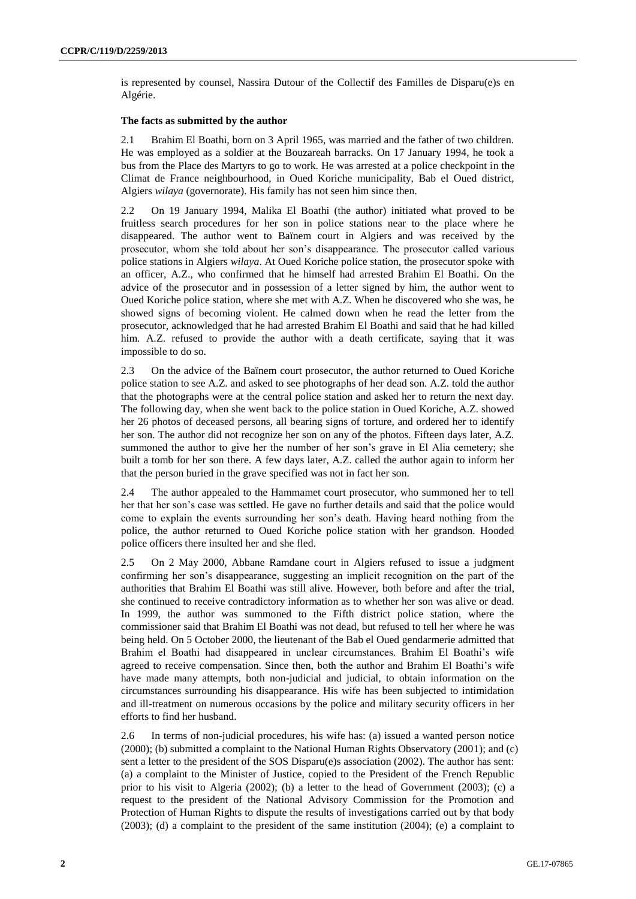is represented by counsel, Nassira Dutour of the Collectif des Familles de Disparu(e)s en Algérie.

**The facts as submitted by the author**

2.1 Brahim El Boathi, born on 3 April 1965, was married and the father of two children. He was employed as a soldier at the Bouzareah barracks. On 17 January 1994, he took a bus from the Place des Martyrs to go to work. He was arrested at a police checkpoint in the Climat de France neighbourhood, in Oued Koriche municipality, Bab el Oued district, Algiers *wilaya* (governorate). His family has not seen him since then.

2.2 On 19 January 1994, Malika El Boathi (the author) initiated what proved to be fruitless search procedures for her son in police stations near to the place where he disappeared. The author went to Baïnem court in Algiers and was received by the prosecutor, whom she told about her son's disappearance. The prosecutor called various police stations in Algiers *wilaya*. At Oued Koriche police station, the prosecutor spoke with an officer, A.Z., who confirmed that he himself had arrested Brahim El Boathi. On the advice of the prosecutor and in possession of a letter signed by him, the author went to Oued Koriche police station, where she met with A.Z. When he discovered who she was, he showed signs of becoming violent. He calmed down when he read the letter from the prosecutor, acknowledged that he had arrested Brahim El Boathi and said that he had killed him. A.Z. refused to provide the author with a death certificate, saying that it was impossible to do so.

2.3 On the advice of the Baïnem court prosecutor, the author returned to Oued Koriche police station to see A.Z. and asked to see photographs of her dead son. A.Z. told the author that the photographs were at the central police station and asked her to return the next day. The following day, when she went back to the police station in Oued Koriche, A.Z. showed her 26 photos of deceased persons, all bearing signs of torture, and ordered her to identify her son. The author did not recognize her son on any of the photos. Fifteen days later, A.Z. summoned the author to give her the number of her son's grave in El Alia cemetery; she built a tomb for her son there. A few days later, A.Z. called the author again to inform her that the person buried in the grave specified was not in fact her son.

2.4 The author appealed to the Hammamet court prosecutor, who summoned her to tell her that her son's case was settled. He gave no further details and said that the police would come to explain the events surrounding her son's death. Having heard nothing from the police, the author returned to Oued Koriche police station with her grandson. Hooded police officers there insulted her and she fled.

2.5 On 2 May 2000, Abbane Ramdane court in Algiers refused to issue a judgment confirming her son's disappearance, suggesting an implicit recognition on the part of the authorities that Brahim El Boathi was still alive. However, both before and after the trial, she continued to receive contradictory information as to whether her son was alive or dead. In 1999, the author was summoned to the Fifth district police station, where the commissioner said that Brahim El Boathi was not dead, but refused to tell her where he was being held. On 5 October 2000, the lieutenant of the Bab el Oued gendarmerie admitted that Brahim el Boathi had disappeared in unclear circumstances. Brahim El Boathi's wife agreed to receive compensation. Since then, both the author and Brahim El Boathi's wife have made many attempts, both non-judicial and judicial, to obtain information on the circumstances surrounding his disappearance. His wife has been subjected to intimidation and ill-treatment on numerous occasions by the police and military security officers in her efforts to find her husband.

2.6 In terms of non-judicial procedures, his wife has: (a) issued a wanted person notice (2000); (b) submitted a complaint to the National Human Rights Observatory (2001); and (c) sent a letter to the president of the SOS Disparu(e)s association (2002). The author has sent: (a) a complaint to the Minister of Justice, copied to the President of the French Republic prior to his visit to Algeria (2002); (b) a letter to the head of Government (2003); (c) a request to the president of the National Advisory Commission for the Promotion and Protection of Human Rights to dispute the results of investigations carried out by that body (2003); (d) a complaint to the president of the same institution (2004); (e) a complaint to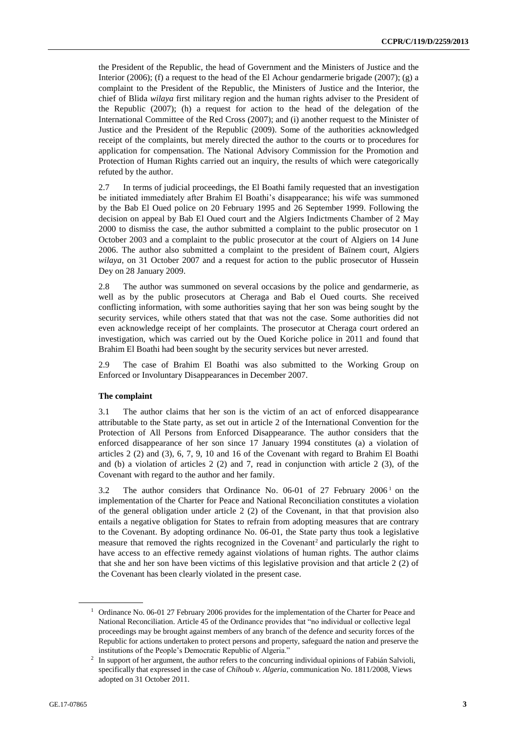the President of the Republic, the head of Government and the Ministers of Justice and the Interior (2006); (f) a request to the head of the El Achour gendarmerie brigade (2007); (g) a complaint to the President of the Republic, the Ministers of Justice and the Interior, the chief of Blida *wilaya* first military region and the human rights adviser to the President of the Republic (2007); (h) a request for action to the head of the delegation of the International Committee of the Red Cross (2007); and (i) another request to the Minister of Justice and the President of the Republic (2009). Some of the authorities acknowledged receipt of the complaints, but merely directed the author to the courts or to procedures for application for compensation. The National Advisory Commission for the Promotion and Protection of Human Rights carried out an inquiry, the results of which were categorically refuted by the author.

2.7 In terms of judicial proceedings, the El Boathi family requested that an investigation be initiated immediately after Brahim El Boathi's disappearance; his wife was summoned by the Bab El Oued police on 20 February 1995 and 26 September 1999. Following the decision on appeal by Bab El Oued court and the Algiers Indictments Chamber of 2 May 2000 to dismiss the case, the author submitted a complaint to the public prosecutor on 1 October 2003 and a complaint to the public prosecutor at the court of Algiers on 14 June 2006. The author also submitted a complaint to the president of Baïnem court, Algiers *wilaya*, on 31 October 2007 and a request for action to the public prosecutor of Hussein Dey on 28 January 2009.

2.8 The author was summoned on several occasions by the police and gendarmerie, as well as by the public prosecutors at Cheraga and Bab el Oued courts. She received conflicting information, with some authorities saying that her son was being sought by the security services, while others stated that that was not the case. Some authorities did not even acknowledge receipt of her complaints. The prosecutor at Cheraga court ordered an investigation, which was carried out by the Oued Koriche police in 2011 and found that Brahim El Boathi had been sought by the security services but never arrested.

2.9 The case of Brahim El Boathi was also submitted to the Working Group on Enforced or Involuntary Disappearances in December 2007.

### The complaint

3.1 The author claims that her son is the victim of an act of enforced disappearance attributable to the State party, as set out in article 2 of the International Convention for the Protection of All Persons from Enforced Disappearance. The author considers that the enforced disappearance of her son since 17 January 1994 constitutes (a) a violation of articles 2 (2) and (3), 6, 7, 9, 10 and 16 of the Covenant with regard to Brahim El Boathi and (b) a violation of articles 2 (2) and 7, read in conjunction with article 2 (3), of the Covenant with regard to the author and her family.

3.2 The author considers that Ordinance No. 06-01 of 27 February 2006[1] on the implementation of the Charter for Peace and National Reconciliation constitutes a violation of the general obligation under article 2 (2) of the Covenant, in that that provision also entails a negative obligation for States to refrain from adopting measures that are contrary to the Covenant. By adopting ordinance No. 06-01, the State party thus took a legislative measure that removed the rights recognized in the Covenant[2] and particularly the right to have access to an effective remedy against violations of human rights. The author claims that she and her son have been victims of this legislative provision and that article 2 (2) of the Covenant has been clearly violated in the present case.

---

[1] Ordinance No. 06-01 27 February 2006 provides for the implementation of the Charter for Peace and National Reconciliation. Article 45 of the Ordinance provides that "no individual or collective legal proceedings may be brought against members of any branch of the defence and security forces of the Republic for actions undertaken to protect persons and property, safeguard the nation and preserve the institutions of the People's Democratic Republic of Algeria."

[2] In support of her argument, the author refers to the concurring individual opinions of Fabián Salvioli, specifically that expressed in the case of *Chihoub v. Algeria*, communication No. 1811/2008, Views adopted on 31 October 2011.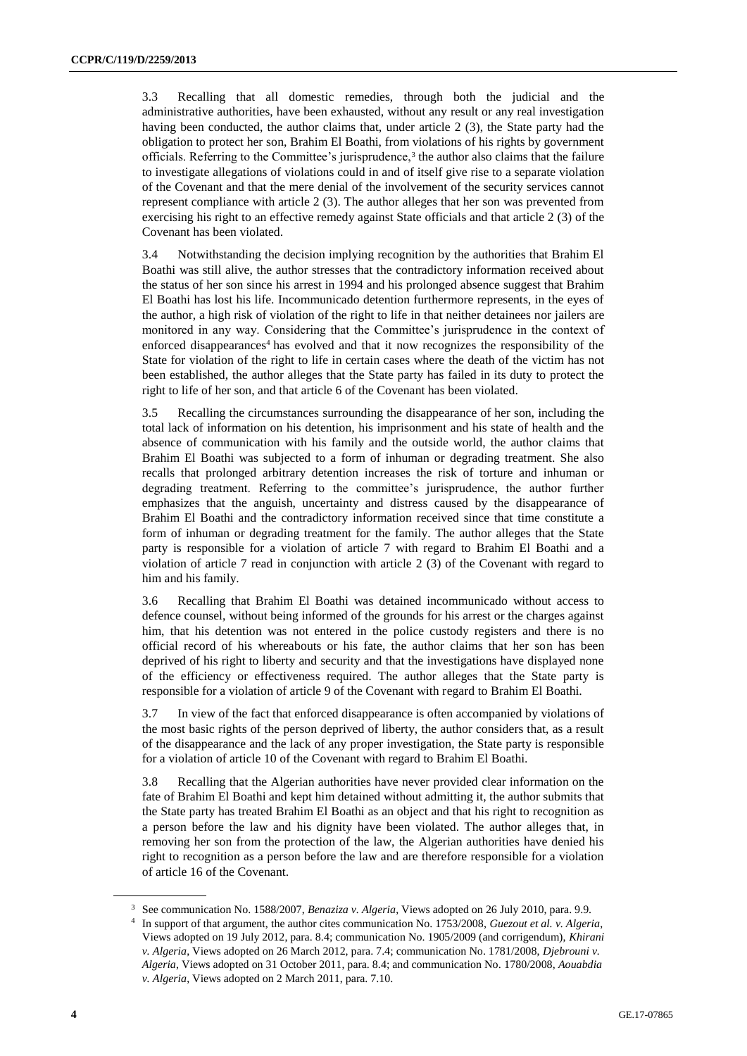3.3 Recalling that all domestic remedies, through both the judicial and the administrative authorities, have been exhausted, without any result or any real investigation having been conducted, the author claims that, under article 2 (3), the State party had the obligation to protect her son, Brahim El Boathi, from violations of his rights by government officials. Referring to the Committee's jurisprudence,[3] the author also claims that the failure to investigate allegations of violations could in and of itself give rise to a separate violation of the Covenant and that the mere denial of the involvement of the security services cannot represent compliance with article 2 (3). The author alleges that her son was prevented from exercising his right to an effective remedy against State officials and that article 2 (3) of the Covenant has been violated.

3.4 Notwithstanding the decision implying recognition by the authorities that Brahim El Boathi was still alive, the author stresses that the contradictory information received about the status of her son since his arrest in 1994 and his prolonged absence suggest that Brahim El Boathi has lost his life. Incommunicado detention furthermore represents, in the eyes of the author, a high risk of violation of the right to life in that neither detainees nor jailers are monitored in any way. Considering that the Committee's jurisprudence in the context of enforced disappearances[4] has evolved and that it now recognizes the responsibility of the State for violation of the right to life in certain cases where the death of the victim has not been established, the author alleges that the State party has failed in its duty to protect the right to life of her son, and that article 6 of the Covenant has been violated.

3.5 Recalling the circumstances surrounding the disappearance of her son, including the total lack of information on his detention, his imprisonment and his state of health and the absence of communication with his family and the outside world, the author claims that Brahim El Boathi was subjected to a form of inhuman or degrading treatment. She also recalls that prolonged arbitrary detention increases the risk of torture and inhuman or degrading treatment. Referring to the committee's jurisprudence, the author further emphasizes that the anguish, uncertainty and distress caused by the disappearance of Brahim El Boathi and the contradictory information received since that time constitute a form of inhuman or degrading treatment for the family. The author alleges that the State party is responsible for a violation of article 7 with regard to Brahim El Boathi and a violation of article 7 read in conjunction with article 2 (3) of the Covenant with regard to him and his family.

3.6 Recalling that Brahim El Boathi was detained incommunicado without access to defence counsel, without being informed of the grounds for his arrest or the charges against him, that his detention was not entered in the police custody registers and there is no official record of his whereabouts or his fate, the author claims that her son has been deprived of his right to liberty and security and that the investigations have displayed none of the efficiency or effectiveness required. The author alleges that the State party is responsible for a violation of article 9 of the Covenant with regard to Brahim El Boathi.

3.7 In view of the fact that enforced disappearance is often accompanied by violations of the most basic rights of the person deprived of liberty, the author considers that, as a result of the disappearance and the lack of any proper investigation, the State party is responsible for a violation of article 10 of the Covenant with regard to Brahim El Boathi.

3.8 Recalling that the Algerian authorities have never provided clear information on the fate of Brahim El Boathi and kept him detained without admitting it, the author submits that the State party has treated Brahim El Boathi as an object and that his right to recognition as a person before the law and his dignity have been violated. The author alleges that, in removing her son from the protection of the law, the Algerian authorities have denied his right to recognition as a person before the law and are therefore responsible for a violation of article 16 of the Covenant.

---

[3] See communication No. 1588/2007, *Benaziza v. Algeria*, Views adopted on 26 July 2010, para. 9.9.

[4] In support of that argument, the author cites communication No. 1753/2008, *Guezout et al. v. Algeria*, Views adopted on 19 July 2012, para. 8.4; communication No. 1905/2009 (and corrigendum), *Khirani v. Algeria*, Views adopted on 26 March 2012, para. 7.4; communication No. 1781/2008, *Djebrouni v. Algeria*, Views adopted on 31 October 2011, para. 8.4; and communication No. 1780/2008, *Aouabdia v. Algeria*, Views adopted on 2 March 2011, para. 7.10.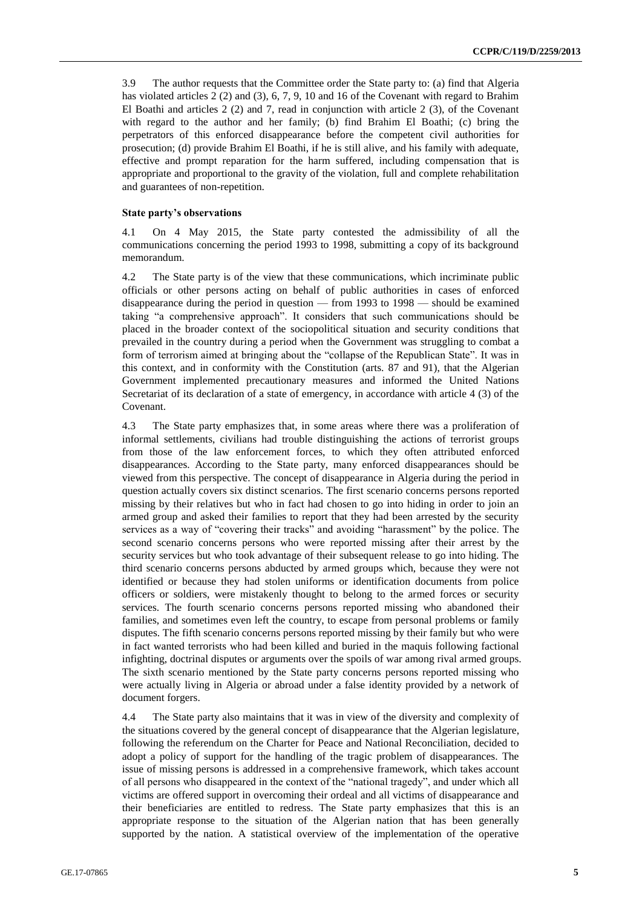3.9 The author requests that the Committee order the State party to: (a) find that Algeria has violated articles 2 (2) and (3), 6, 7, 9, 10 and 16 of the Covenant with regard to Brahim El Boathi and articles 2 (2) and 7, read in conjunction with article 2 (3), of the Covenant with regard to the author and her family; (b) find Brahim El Boathi; (c) bring the perpetrators of this enforced disappearance before the competent civil authorities for prosecution; (d) provide Brahim El Boathi, if he is still alive, and his family with adequate, effective and prompt reparation for the harm suffered, including compensation that is appropriate and proportional to the gravity of the violation, full and complete rehabilitation and guarantees of non-repetition.

**State party's observations**

4.1 On 4 May 2015, the State party contested the admissibility of all the communications concerning the period 1993 to 1998, submitting a copy of its background memorandum.

4.2 The State party is of the view that these communications, which incriminate public officials or other persons acting on behalf of public authorities in cases of enforced disappearance during the period in question — from 1993 to 1998 — should be examined taking "a comprehensive approach". It considers that such communications should be placed in the broader context of the sociopolitical situation and security conditions that prevailed in the country during a period when the Government was struggling to combat a form of terrorism aimed at bringing about the "collapse of the Republican State". It was in this context, and in conformity with the Constitution (arts. 87 and 91), that the Algerian Government implemented precautionary measures and informed the United Nations Secretariat of its declaration of a state of emergency, in accordance with article 4 (3) of the Covenant.

4.3 The State party emphasizes that, in some areas where there was a proliferation of informal settlements, civilians had trouble distinguishing the actions of terrorist groups from those of the law enforcement forces, to which they often attributed enforced disappearances. According to the State party, many enforced disappearances should be viewed from this perspective. The concept of disappearance in Algeria during the period in question actually covers six distinct scenarios. The first scenario concerns persons reported missing by their relatives but who in fact had chosen to go into hiding in order to join an armed group and asked their families to report that they had been arrested by the security services as a way of "covering their tracks" and avoiding "harassment" by the police. The second scenario concerns persons who were reported missing after their arrest by the security services but who took advantage of their subsequent release to go into hiding. The third scenario concerns persons abducted by armed groups which, because they were not identified or because they had stolen uniforms or identification documents from police officers or soldiers, were mistakenly thought to belong to the armed forces or security services. The fourth scenario concerns persons reported missing who abandoned their families, and sometimes even left the country, to escape from personal problems or family disputes. The fifth scenario concerns persons reported missing by their family but who were in fact wanted terrorists who had been killed and buried in the maquis following factional infighting, doctrinal disputes or arguments over the spoils of war among rival armed groups. The sixth scenario mentioned by the State party concerns persons reported missing who were actually living in Algeria or abroad under a false identity provided by a network of document forgers.

4.4 The State party also maintains that it was in view of the diversity and complexity of the situations covered by the general concept of disappearance that the Algerian legislature, following the referendum on the Charter for Peace and National Reconciliation, decided to adopt a policy of support for the handling of the tragic problem of disappearances. The issue of missing persons is addressed in a comprehensive framework, which takes account of all persons who disappeared in the context of the "national tragedy", and under which all victims are offered support in overcoming their ordeal and all victims of disappearance and their beneficiaries are entitled to redress. The State party emphasizes that this is an appropriate response to the situation of the Algerian nation that has been generally supported by the nation. A statistical overview of the implementation of the operative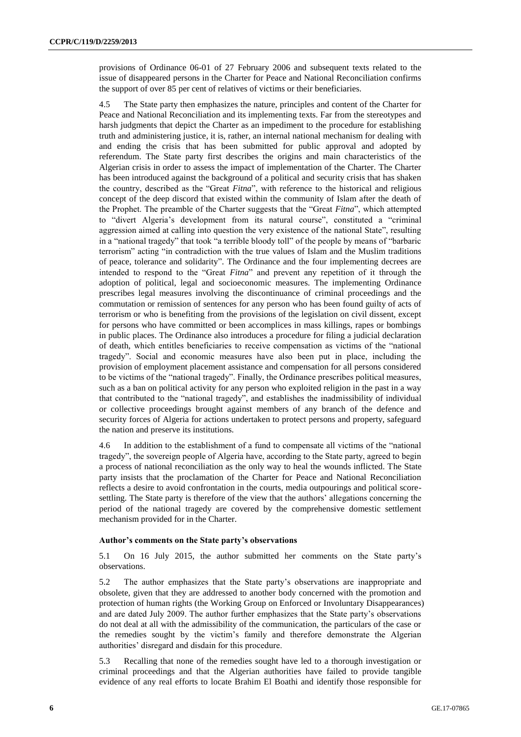provisions of Ordinance 06-01 of 27 February 2006 and subsequent texts related to the issue of disappeared persons in the Charter for Peace and National Reconciliation confirms the support of over 85 per cent of relatives of victims or their beneficiaries.

4.5 The State party then emphasizes the nature, principles and content of the Charter for Peace and National Reconciliation and its implementing texts. Far from the stereotypes and harsh judgments that depict the Charter as an impediment to the procedure for establishing truth and administering justice, it is, rather, an internal national mechanism for dealing with and ending the crisis that has been submitted for public approval and adopted by referendum. The State party first describes the origins and main characteristics of the Algerian crisis in order to assess the impact of implementation of the Charter. The Charter has been introduced against the background of a political and security crisis that has shaken the country, described as the "Great *Fitna*", with reference to the historical and religious concept of the deep discord that existed within the community of Islam after the death of the Prophet. The preamble of the Charter suggests that the "Great *Fitna*", which attempted to "divert Algeria's development from its natural course", constituted a "criminal aggression aimed at calling into question the very existence of the national State", resulting in a "national tragedy" that took "a terrible bloody toll" of the people by means of "barbaric terrorism" acting "in contradiction with the true values of Islam and the Muslim traditions of peace, tolerance and solidarity". The Ordinance and the four implementing decrees are intended to respond to the "Great *Fitna*" and prevent any repetition of it through the adoption of political, legal and socioeconomic measures. The implementing Ordinance prescribes legal measures involving the discontinuance of criminal proceedings and the commutation or remission of sentences for any person who has been found guilty of acts of terrorism or who is benefiting from the provisions of the legislation on civil dissent, except for persons who have committed or been accomplices in mass killings, rapes or bombings in public places. The Ordinance also introduces a procedure for filing a judicial declaration of death, which entitles beneficiaries to receive compensation as victims of the "national tragedy". Social and economic measures have also been put in place, including the provision of employment placement assistance and compensation for all persons considered to be victims of the "national tragedy". Finally, the Ordinance prescribes political measures, such as a ban on political activity for any person who exploited religion in the past in a way that contributed to the "national tragedy", and establishes the inadmissibility of individual or collective proceedings brought against members of any branch of the defence and security forces of Algeria for actions undertaken to protect persons and property, safeguard the nation and preserve its institutions.

4.6 In addition to the establishment of a fund to compensate all victims of the "national tragedy", the sovereign people of Algeria have, according to the State party, agreed to begin a process of national reconciliation as the only way to heal the wounds inflicted. The State party insists that the proclamation of the Charter for Peace and National Reconciliation reflects a desire to avoid confrontation in the courts, media outpourings and political score-settling. The State party is therefore of the view that the authors' allegations concerning the period of the national tragedy are covered by the comprehensive domestic settlement mechanism provided for in the Charter.

### Author's comments on the State party's observations

5.1 On 16 July 2015, the author submitted her comments on the State party's observations.

5.2 The author emphasizes that the State party's observations are inappropriate and obsolete, given that they are addressed to another body concerned with the promotion and protection of human rights (the Working Group on Enforced or Involuntary Disappearances) and are dated July 2009. The author further emphasizes that the State party's observations do not deal at all with the admissibility of the communication, the particulars of the case or the remedies sought by the victim's family and therefore demonstrate the Algerian authorities' disregard and disdain for this procedure.

5.3 Recalling that none of the remedies sought have led to a thorough investigation or criminal proceedings and that the Algerian authorities have failed to provide tangible evidence of any real efforts to locate Brahim El Boathi and identify those responsible for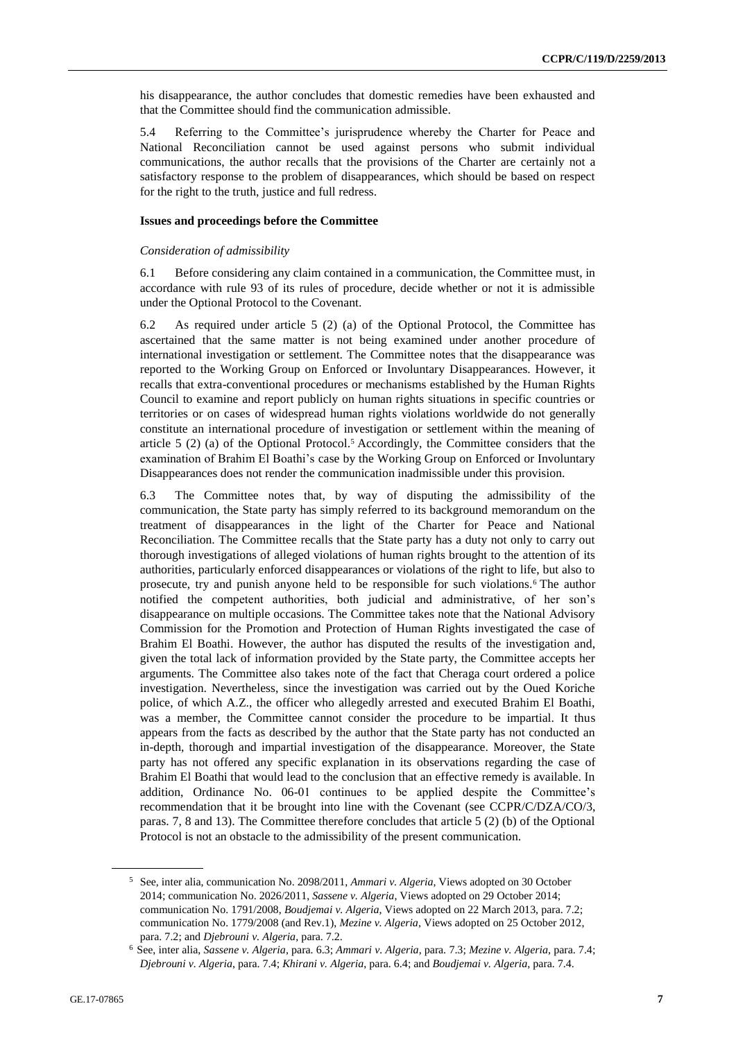his disappearance, the author concludes that domestic remedies have been exhausted and that the Committee should find the communication admissible.

5.4 Referring to the Committee's jurisprudence whereby the Charter for Peace and National Reconciliation cannot be used against persons who submit individual communications, the author recalls that the provisions of the Charter are certainly not a satisfactory response to the problem of disappearances, which should be based on respect for the right to the truth, justice and full redress.

### Issues and proceedings before the Committee

*Consideration of admissibility*

6.1 Before considering any claim contained in a communication, the Committee must, in accordance with rule 93 of its rules of procedure, decide whether or not it is admissible under the Optional Protocol to the Covenant.

6.2 As required under article 5 (2) (a) of the Optional Protocol, the Committee has ascertained that the same matter is not being examined under another procedure of international investigation or settlement. The Committee notes that the disappearance was reported to the Working Group on Enforced or Involuntary Disappearances. However, it recalls that extra-conventional procedures or mechanisms established by the Human Rights Council to examine and report publicly on human rights situations in specific countries or territories or on cases of widespread human rights violations worldwide do not generally constitute an international procedure of investigation or settlement within the meaning of article 5 (2) (a) of the Optional Protocol.[5] Accordingly, the Committee considers that the examination of Brahim El Boathi's case by the Working Group on Enforced or Involuntary Disappearances does not render the communication inadmissible under this provision.

6.3 The Committee notes that, by way of disputing the admissibility of the communication, the State party has simply referred to its background memorandum on the treatment of disappearances in the light of the Charter for Peace and National Reconciliation. The Committee recalls that the State party has a duty not only to carry out thorough investigations of alleged violations of human rights brought to the attention of its authorities, particularly enforced disappearances or violations of the right to life, but also to prosecute, try and punish anyone held to be responsible for such violations.[6] The author notified the competent authorities, both judicial and administrative, of her son's disappearance on multiple occasions. The Committee takes note that the National Advisory Commission for the Promotion and Protection of Human Rights investigated the case of Brahim El Boathi. However, the author has disputed the results of the investigation and, given the total lack of information provided by the State party, the Committee accepts her arguments. The Committee also takes note of the fact that Cheraga court ordered a police investigation. Nevertheless, since the investigation was carried out by the Oued Koriche police, of which A.Z., the officer who allegedly arrested and executed Brahim El Boathi, was a member, the Committee cannot consider the procedure to be impartial. It thus appears from the facts as described by the author that the State party has not conducted an in-depth, thorough and impartial investigation of the disappearance. Moreover, the State party has not offered any specific explanation in its observations regarding the case of Brahim El Boathi that would lead to the conclusion that an effective remedy is available. In addition, Ordinance No. 06-01 continues to be applied despite the Committee's recommendation that it be brought into line with the Covenant (see CCPR/C/DZA/CO/3, paras. 7, 8 and 13). The Committee therefore concludes that article 5 (2) (b) of the Optional Protocol is not an obstacle to the admissibility of the present communication.

---

[5] See, inter alia, communication No. 2098/2011, *Ammari v. Algeria*, Views adopted on 30 October 2014; communication No. 2026/2011, *Sassene v. Algeria*, Views adopted on 29 October 2014; communication No. 1791/2008, *Boudjemai v. Algeria*, Views adopted on 22 March 2013, para. 7.2; communication No. 1779/2008 (and Rev.1), *Mezine v. Algeria*, Views adopted on 25 October 2012, para. 7.2; and *Djebrouni v. Algeria*, para. 7.2.

[6] See, inter alia, *Sassene v. Algeria*, para. 6.3; *Ammari v. Algeria*, para. 7.3; *Mezine v. Algeria*, para. 7.4; *Djebrouni v. Algeria*, para. 7.4; *Khirani v. Algeria*, para. 6.4; and *Boudjemai v. Algeria*, para. 7.4.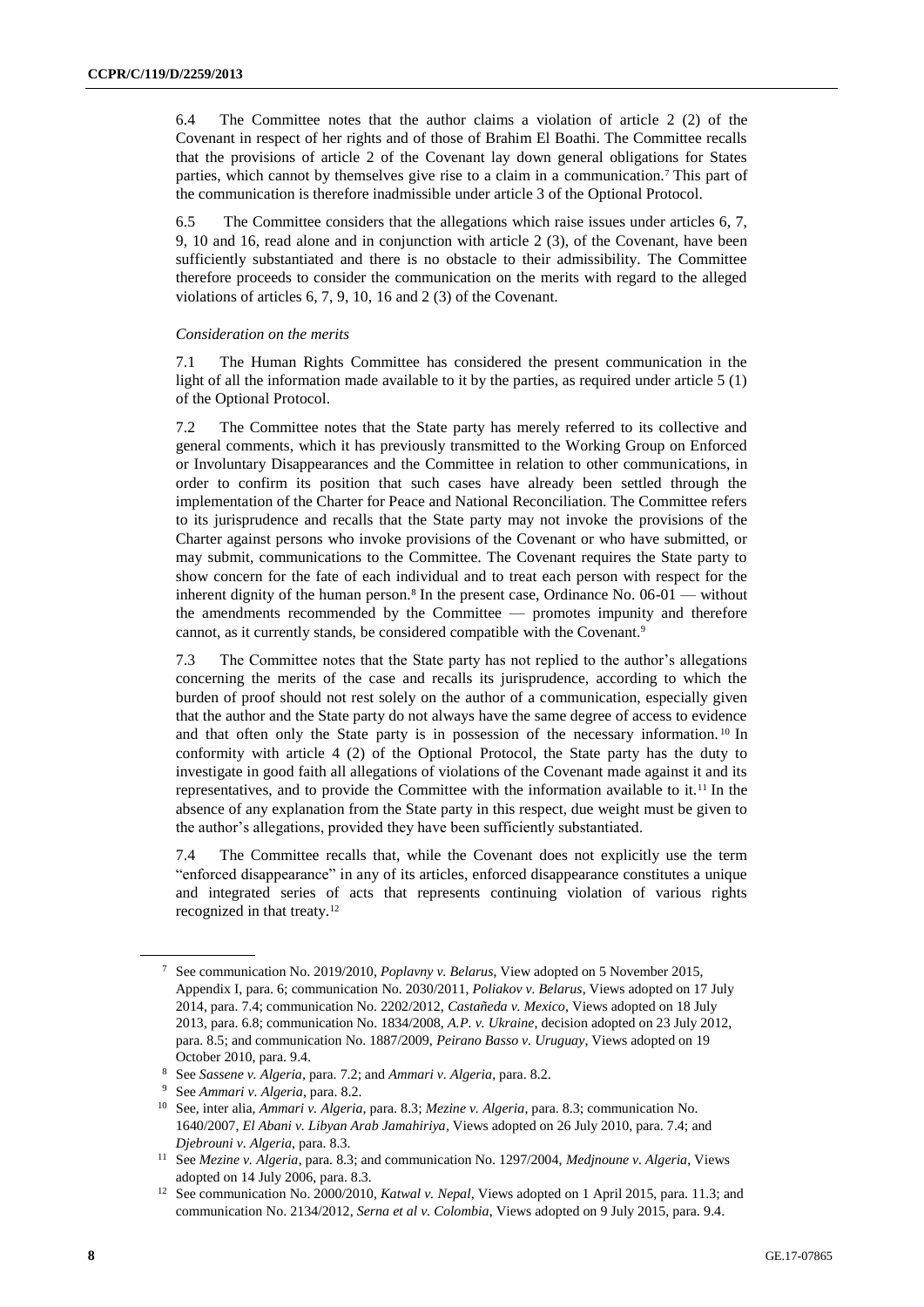6.4 The Committee notes that the author claims a violation of article 2 (2) of the Covenant in respect of her rights and of those of Brahim El Boathi. The Committee recalls that the provisions of article 2 of the Covenant lay down general obligations for States parties, which cannot by themselves give rise to a claim in a communication.[7] This part of the communication is therefore inadmissible under article 3 of the Optional Protocol.

6.5 The Committee considers that the allegations which raise issues under articles 6, 7, 9, 10 and 16, read alone and in conjunction with article 2 (3), of the Covenant, have been sufficiently substantiated and there is no obstacle to their admissibility. The Committee therefore proceeds to consider the communication on the merits with regard to the alleged violations of articles 6, 7, 9, 10, 16 and 2 (3) of the Covenant.

*Consideration on the merits*

7.1 The Human Rights Committee has considered the present communication in the light of all the information made available to it by the parties, as required under article 5 (1) of the Optional Protocol.

7.2 The Committee notes that the State party has merely referred to its collective and general comments, which it has previously transmitted to the Working Group on Enforced or Involuntary Disappearances and the Committee in relation to other communications, in order to confirm its position that such cases have already been settled through the implementation of the Charter for Peace and National Reconciliation. The Committee refers to its jurisprudence and recalls that the State party may not invoke the provisions of the Charter against persons who invoke provisions of the Covenant or who have submitted, or may submit, communications to the Committee. The Covenant requires the State party to show concern for the fate of each individual and to treat each person with respect for the inherent dignity of the human person.[8] In the present case, Ordinance No. 06-01 — without the amendments recommended by the Committee — promotes impunity and therefore cannot, as it currently stands, be considered compatible with the Covenant.[9]

7.3 The Committee notes that the State party has not replied to the author's allegations concerning the merits of the case and recalls its jurisprudence, according to which the burden of proof should not rest solely on the author of a communication, especially given that the author and the State party do not always have the same degree of access to evidence and that often only the State party is in possession of the necessary information.[10] In conformity with article 4 (2) of the Optional Protocol, the State party has the duty to investigate in good faith all allegations of violations of the Covenant made against it and its representatives, and to provide the Committee with the information available to it.[11] In the absence of any explanation from the State party in this respect, due weight must be given to the author's allegations, provided they have been sufficiently substantiated.

7.4 The Committee recalls that, while the Covenant does not explicitly use the term "enforced disappearance" in any of its articles, enforced disappearance constitutes a unique and integrated series of acts that represents continuing violation of various rights recognized in that treaty.[12]

---

[7] See communication No. 2019/2010, *Poplavny v. Belarus*, View adopted on 5 November 2015, Appendix I, para. 6; communication No. 2030/2011, *Poliakov v. Belarus*, Views adopted on 17 July 2014, para. 7.4; communication No. 2202/2012, *Castañeda v. Mexico*, Views adopted on 18 July 2013, para. 6.8; communication No. 1834/2008, *A.P. v. Ukraine*, decision adopted on 23 July 2012, para. 8.5; and communication No. 1887/2009, *Peirano Basso v. Uruguay*, Views adopted on 19 October 2010, para. 9.4.

[8] See *Sassene v. Algeria*, para. 7.2; and *Ammari v. Algeria*, para. 8.2.

[9] See *Ammari v. Algeria*, para. 8.2.

[10] See, inter alia, *Ammari v. Algeria*, para. 8.3; *Mezine v. Algeria*, para. 8.3; communication No. 1640/2007, *El Abani v. Libyan Arab Jamahiriya*, Views adopted on 26 July 2010, para. 7.4; and *Djebrouni v. Algeria*, para. 8.3.

[11] See *Mezine v. Algeria*, para. 8.3; and communication No. 1297/2004, *Medjnoune v. Algeria*, Views adopted on 14 July 2006, para. 8.3.

[12] See communication No. 2000/2010, *Katwal v. Nepal*, Views adopted on 1 April 2015, para. 11.3; and communication No. 2134/2012, *Serna et al v. Colombia*, Views adopted on 9 July 2015, para. 9.4.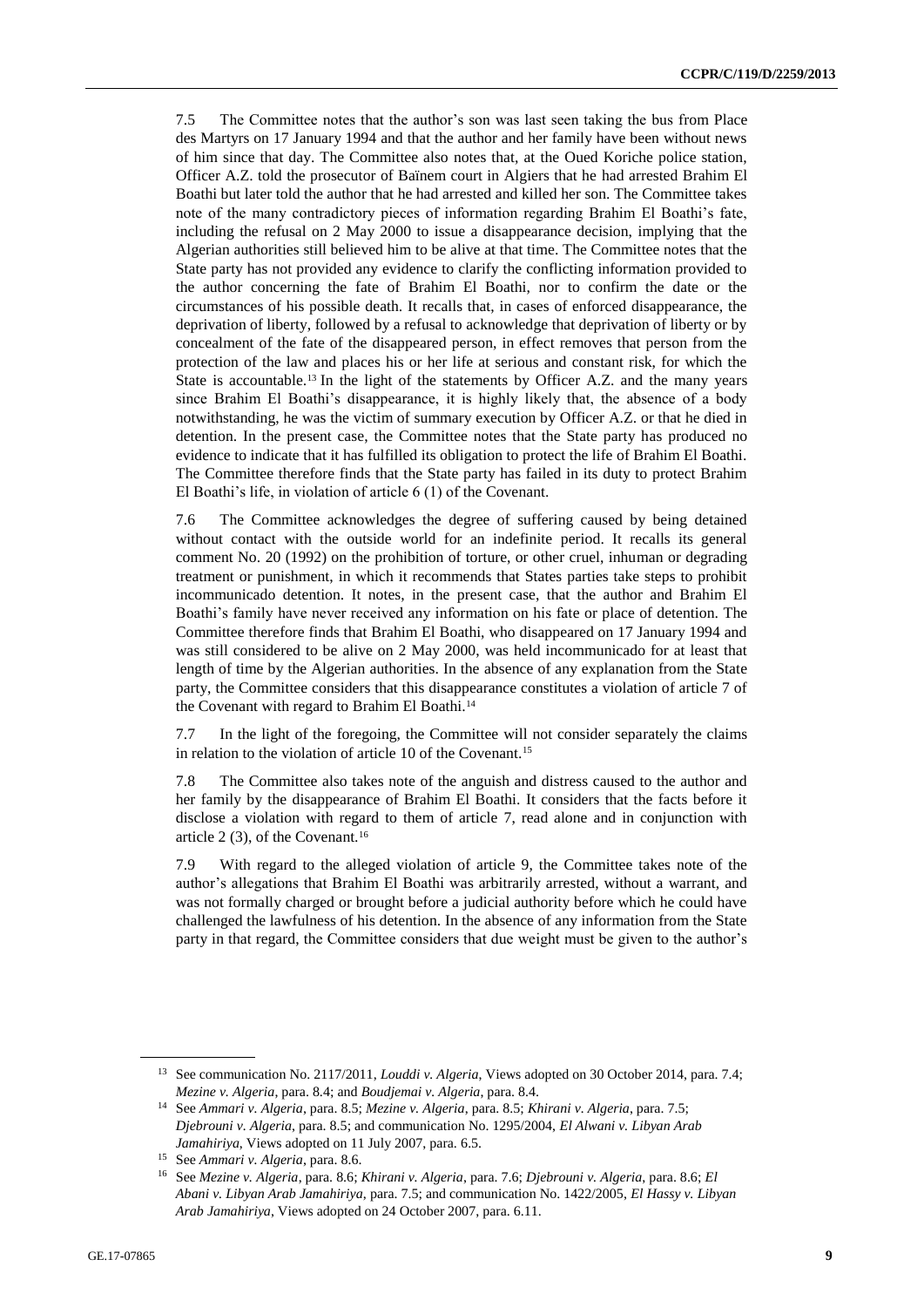7.5 The Committee notes that the author's son was last seen taking the bus from Place des Martyrs on 17 January 1994 and that the author and her family have been without news of him since that day. The Committee also notes that, at the Oued Koriche police station, Officer A.Z. told the prosecutor of Baïnem court in Algiers that he had arrested Brahim El Boathi but later told the author that he had arrested and killed her son. The Committee takes note of the many contradictory pieces of information regarding Brahim El Boathi's fate, including the refusal on 2 May 2000 to issue a disappearance decision, implying that the Algerian authorities still believed him to be alive at that time. The Committee notes that the State party has not provided any evidence to clarify the conflicting information provided to the author concerning the fate of Brahim El Boathi, nor to confirm the date or the circumstances of his possible death. It recalls that, in cases of enforced disappearance, the deprivation of liberty, followed by a refusal to acknowledge that deprivation of liberty or by concealment of the fate of the disappeared person, in effect removes that person from the protection of the law and places his or her life at serious and constant risk, for which the State is accountable.[13] In the light of the statements by Officer A.Z. and the many years since Brahim El Boathi's disappearance, it is highly likely that, the absence of a body notwithstanding, he was the victim of summary execution by Officer A.Z. or that he died in detention. In the present case, the Committee notes that the State party has produced no evidence to indicate that it has fulfilled its obligation to protect the life of Brahim El Boathi. The Committee therefore finds that the State party has failed in its duty to protect Brahim El Boathi's life, in violation of article 6 (1) of the Covenant.

7.6 The Committee acknowledges the degree of suffering caused by being detained without contact with the outside world for an indefinite period. It recalls its general comment No. 20 (1992) on the prohibition of torture, or other cruel, inhuman or degrading treatment or punishment, in which it recommends that States parties take steps to prohibit incommunicado detention. It notes, in the present case, that the author and Brahim El Boathi's family have never received any information on his fate or place of detention. The Committee therefore finds that Brahim El Boathi, who disappeared on 17 January 1994 and was still considered to be alive on 2 May 2000, was held incommunicado for at least that length of time by the Algerian authorities. In the absence of any explanation from the State party, the Committee considers that this disappearance constitutes a violation of article 7 of the Covenant with regard to Brahim El Boathi.[14]

7.7 In the light of the foregoing, the Committee will not consider separately the claims in relation to the violation of article 10 of the Covenant.[15]

7.8 The Committee also takes note of the anguish and distress caused to the author and her family by the disappearance of Brahim El Boathi. It considers that the facts before it disclose a violation with regard to them of article 7, read alone and in conjunction with article 2 (3), of the Covenant.[16]

7.9 With regard to the alleged violation of article 9, the Committee takes note of the author's allegations that Brahim El Boathi was arbitrarily arrested, without a warrant, and was not formally charged or brought before a judicial authority before which he could have challenged the lawfulness of his detention. In the absence of any information from the State party in that regard, the Committee considers that due weight must be given to the author's

---

[13] See communication No. 2117/2011, *Louddi v. Algeria*, Views adopted on 30 October 2014, para. 7.4; *Mezine v. Algeria*, para. 8.4; and *Boudjemai v. Algeria*, para. 8.4.

[14] See *Ammari v. Algeria*, para. 8.5; *Mezine v. Algeria*, para. 8.5; *Khirani v. Algeria*, para. 7.5; *Djebrouni v. Algeria*, para. 8.5; and communication No. 1295/2004, *El Alwani v. Libyan Arab Jamahiriya*, Views adopted on 11 July 2007, para. 6.5.

[15] See *Ammari v. Algeria*, para. 8.6.

[16] See *Mezine v. Algeria*, para. 8.6; *Khirani v. Algeria*, para. 7.6; *Djebrouni v. Algeria*, para. 8.6; *El Abani v. Libyan Arab Jamahiriya*, para. 7.5; and communication No. 1422/2005, *El Hassy v. Libyan Arab Jamahiriya*, Views adopted on 24 October 2007, para. 6.11.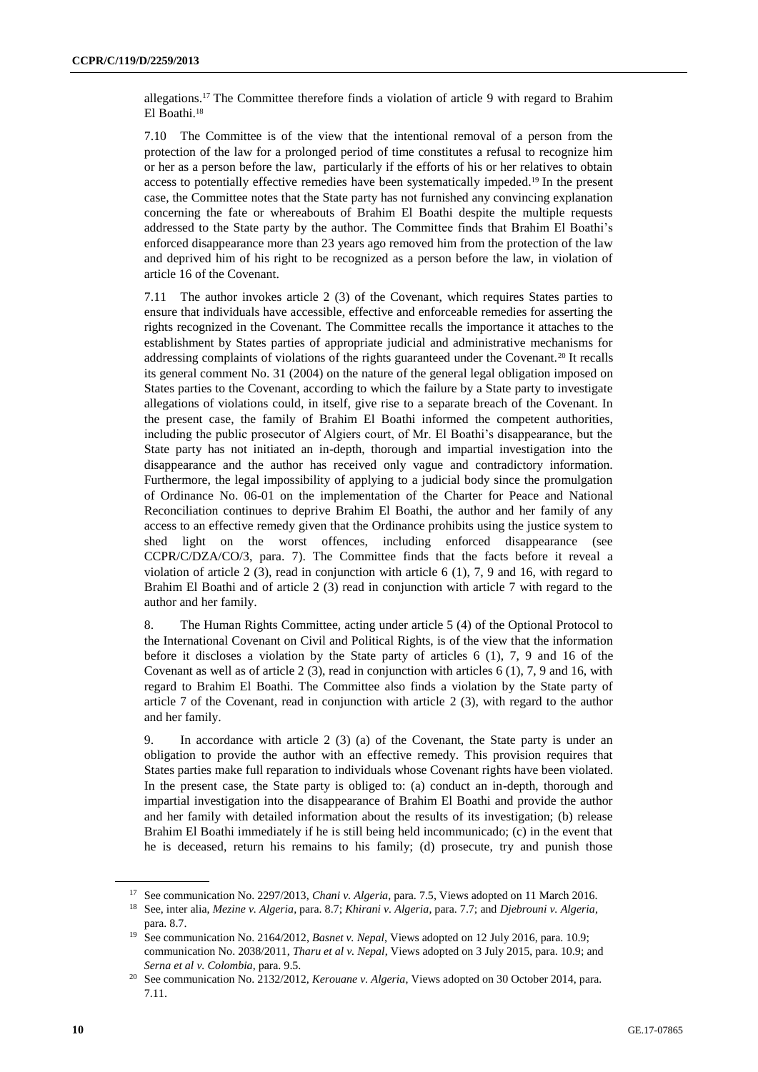allegations.[17] The Committee therefore finds a violation of article 9 with regard to Brahim El Boathi.[18]

7.10 The Committee is of the view that the intentional removal of a person from the protection of the law for a prolonged period of time constitutes a refusal to recognize him or her as a person before the law, particularly if the efforts of his or her relatives to obtain access to potentially effective remedies have been systematically impeded.[19] In the present case, the Committee notes that the State party has not furnished any convincing explanation concerning the fate or whereabouts of Brahim El Boathi despite the multiple requests addressed to the State party by the author. The Committee finds that Brahim El Boathi's enforced disappearance more than 23 years ago removed him from the protection of the law and deprived him of his right to be recognized as a person before the law, in violation of article 16 of the Covenant.

7.11 The author invokes article 2 (3) of the Covenant, which requires States parties to ensure that individuals have accessible, effective and enforceable remedies for asserting the rights recognized in the Covenant. The Committee recalls the importance it attaches to the establishment by States parties of appropriate judicial and administrative mechanisms for addressing complaints of violations of the rights guaranteed under the Covenant.[20] It recalls its general comment No. 31 (2004) on the nature of the general legal obligation imposed on States parties to the Covenant, according to which the failure by a State party to investigate allegations of violations could, in itself, give rise to a separate breach of the Covenant. In the present case, the family of Brahim El Boathi informed the competent authorities, including the public prosecutor of Algiers court, of Mr. El Boathi's disappearance, but the State party has not initiated an in-depth, thorough and impartial investigation into the disappearance and the author has received only vague and contradictory information. Furthermore, the legal impossibility of applying to a judicial body since the promulgation of Ordinance No. 06-01 on the implementation of the Charter for Peace and National Reconciliation continues to deprive Brahim El Boathi, the author and her family of any access to an effective remedy given that the Ordinance prohibits using the justice system to shed light on the worst offences, including enforced disappearance (see CCPR/C/DZA/CO/3, para. 7). The Committee finds that the facts before it reveal a violation of article 2 (3), read in conjunction with article 6 (1), 7, 9 and 16, with regard to Brahim El Boathi and of article 2 (3) read in conjunction with article 7 with regard to the author and her family.

8. The Human Rights Committee, acting under article 5 (4) of the Optional Protocol to the International Covenant on Civil and Political Rights, is of the view that the information before it discloses a violation by the State party of articles 6 (1), 7, 9 and 16 of the Covenant as well as of article 2 (3), read in conjunction with articles 6 (1), 7, 9 and 16, with regard to Brahim El Boathi. The Committee also finds a violation by the State party of article 7 of the Covenant, read in conjunction with article 2 (3), with regard to the author and her family.

9. In accordance with article 2 (3) (a) of the Covenant, the State party is under an obligation to provide the author with an effective remedy. This provision requires that States parties make full reparation to individuals whose Covenant rights have been violated. In the present case, the State party is obliged to: (a) conduct an in-depth, thorough and impartial investigation into the disappearance of Brahim El Boathi and provide the author and her family with detailed information about the results of its investigation; (b) release Brahim El Boathi immediately if he is still being held incommunicado; (c) in the event that he is deceased, return his remains to his family; (d) prosecute, try and punish those

---

[17] See communication No. 2297/2013, *Chani v. Algeria*, para. 7.5, Views adopted on 11 March 2016.

[18] See, inter alia, *Mezine v. Algeria*, para. 8.7; *Khirani v. Algeria*, para. 7.7; and *Djebrouni v. Algeria*, para. 8.7.

[19] See communication No. 2164/2012, *Basnet v. Nepal*, Views adopted on 12 July 2016, para. 10.9; communication No. 2038/2011, *Tharu et al v. Nepal*, Views adopted on 3 July 2015, para. 10.9; and *Serna et al v. Colombia*, para. 9.5.

[20] See communication No. 2132/2012, *Kerouane v. Algeria*, Views adopted on 30 October 2014, para. 7.11.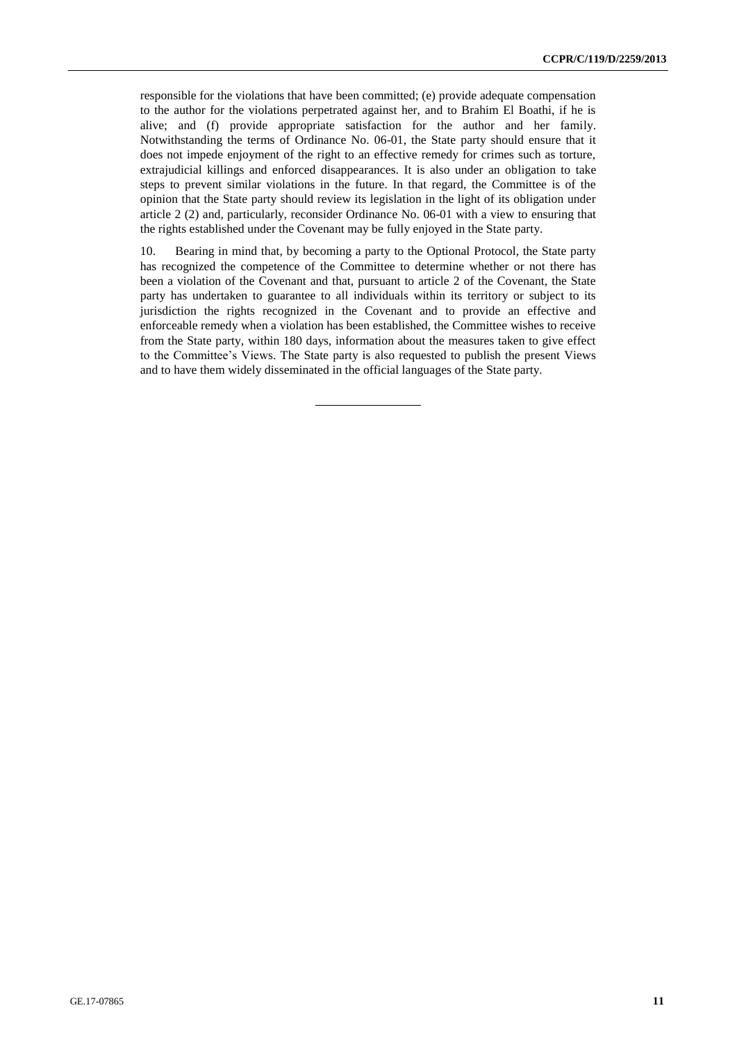responsible for the violations that have been committed; (e) provide adequate compensation to the author for the violations perpetrated against her, and to Brahim El Boathi, if he is alive; and (f) provide appropriate satisfaction for the author and her family. Notwithstanding the terms of Ordinance No. 06-01, the State party should ensure that it does not impede enjoyment of the right to an effective remedy for crimes such as torture, extrajudicial killings and enforced disappearances. It is also under an obligation to take steps to prevent similar violations in the future. In that regard, the Committee is of the opinion that the State party should review its legislation in the light of its obligation under article 2 (2) and, particularly, reconsider Ordinance No. 06-01 with a view to ensuring that the rights established under the Covenant may be fully enjoyed in the State party.

10. Bearing in mind that, by becoming a party to the Optional Protocol, the State party has recognized the competence of the Committee to determine whether or not there has been a violation of the Covenant and that, pursuant to article 2 of the Covenant, the State party has undertaken to guarantee to all individuals within its territory or subject to its jurisdiction the rights recognized in the Covenant and to provide an effective and enforceable remedy when a violation has been established, the Committee wishes to receive from the State party, within 180 days, information about the measures taken to give effect to the Committee's Views. The State party is also requested to publish the present Views and to have them widely disseminated in the official languages of the State party.